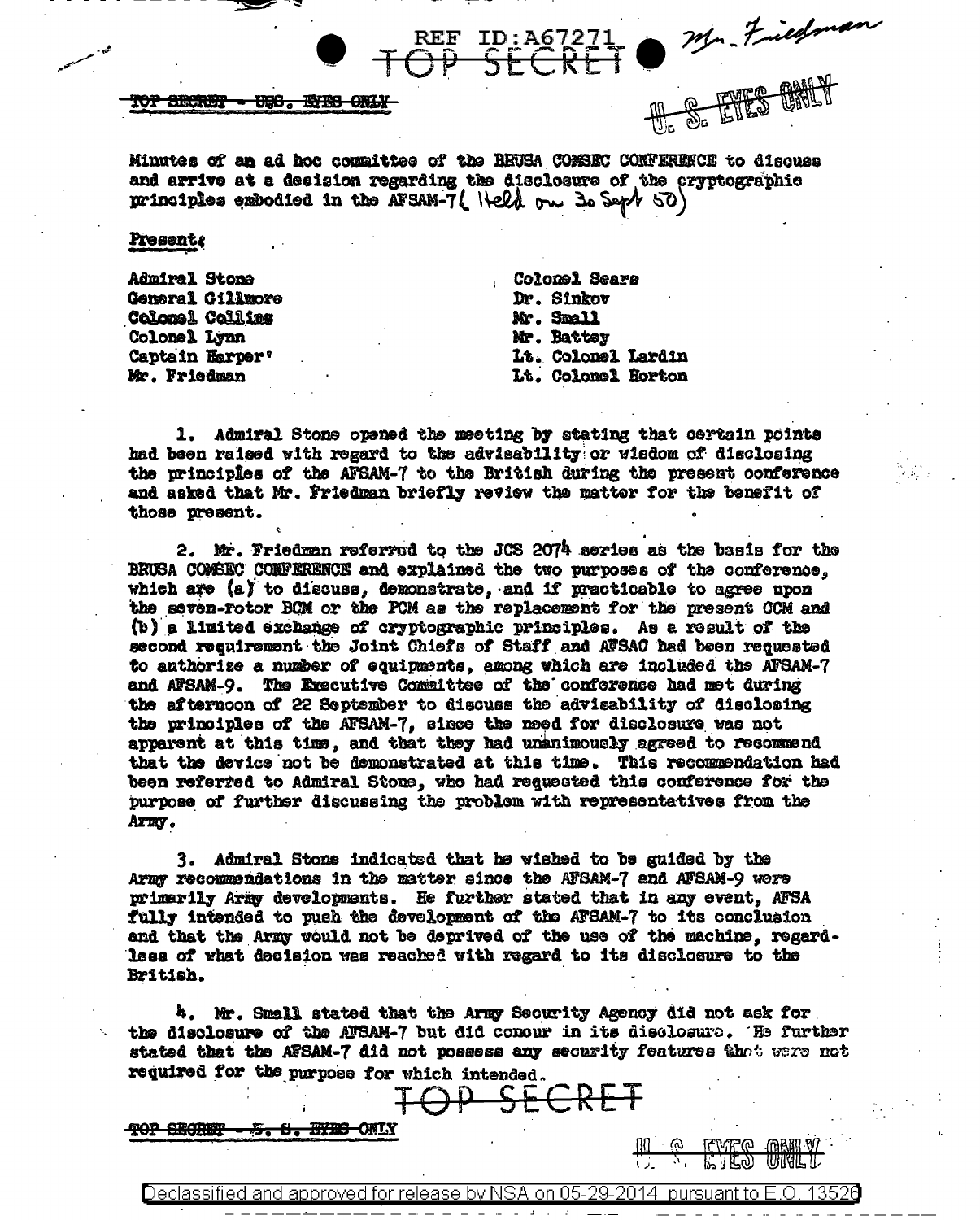Minutes of an ad hoc committee of the BRUSA COMSEC CONFERENCE to discuss and arrive at a decision regarding the disclosure of the cryptographic principles embodied in the AFSAM-7 (Held on 30 Sept 50)

**Present:**

| | |
|---|---|
| Admiral Stone | Colonel Sears |
| General Gillmore | Dr. Sinkov |
| Colonel Collins | Mr. Small |
| Colonel Lynn | Mr. Battey |
| Captain Harper' | Lt. Colonel Lardin |
| Mr. Friedman | Lt. Colonel Horton |

1. Admiral Stone opened the meeting by stating that certain points had been raised with regard to the advisability or wisdom of disclosing the principles of the AFSAM-7 to the British during the present conference and asked that Mr. Friedman briefly review the matter for the benefit of those present.

2. Mr. Friedman referred to the JCS 2074 series as the basis for the BRUSA COMSEC CONFERENCE and explained the two purposes of the conference, which are (a) to discuss, demonstrate, and if practicable to agree upon the seven-rotor BCM or the PCM as the replacement for the present CCM and (b) a limited exchange of cryptographic principles. As a result of the second requirement the Joint Chiefs of Staff and AFSAC had been requested to authorize a number of equipments, among which are included the AFSAM-7 and AFSAM-9. The Executive Committee of the conference had met during the afternoon of 22 September to discuss the advisability of disclosing the principles of the AFSAM-7, since the need for disclosure was not apparent at this time, and that they had unanimously agreed to recommend that the device not be demonstrated at this time. This recommendation had been referred to Admiral Stone, who had requested this conference for the purpose of further discussing the problem with representatives from the Army.

3. Admiral Stone indicated that he wished to be guided by the Army recommendations in the matter since the AFSAM-7 and AFSAM-9 were primarily Army developments. He further stated that in any event, AFSA fully intended to push the development of the AFSAM-7 to its conclusion and that the Army would not be deprived of the use of the machine, regardless of what decision was reached with regard to its disclosure to the British.

4. Mr. Small stated that the Army Security Agency did not ask for the disclosure of the AFSAM-7 but did concur in its disclosure. He further stated that the AFSAM-7 did not possess any security features that were not required for the purpose for which intended.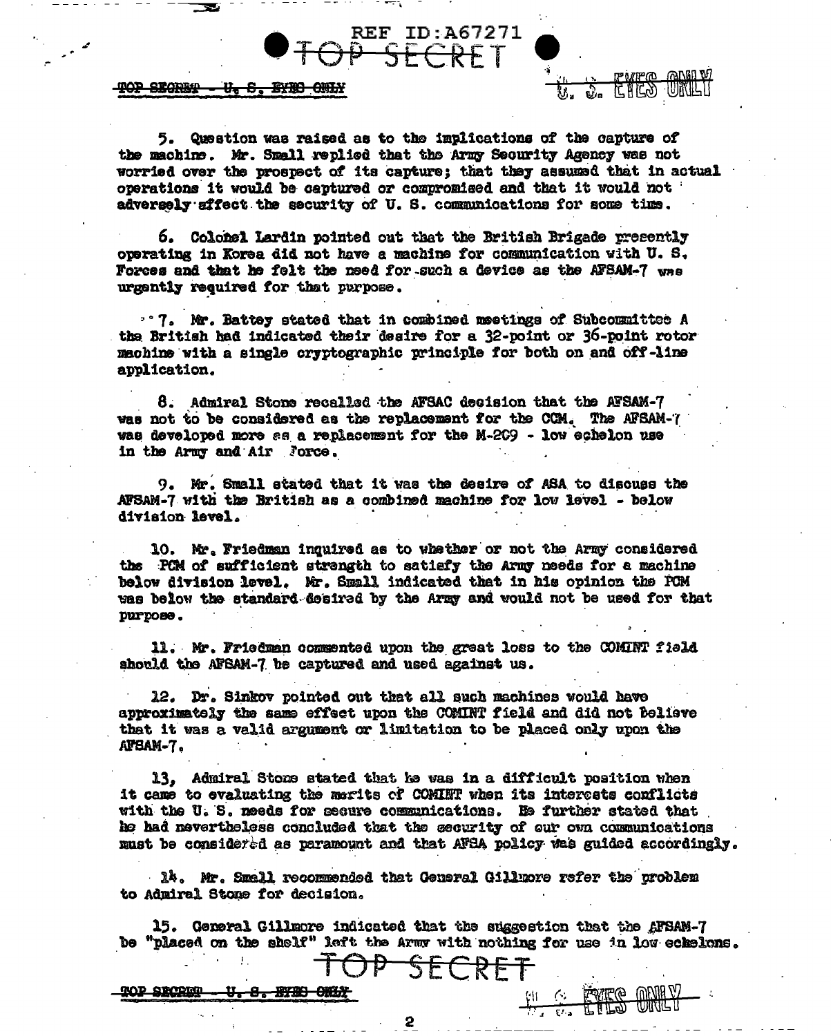5. Question was raised as to the implications of the capture of the machine. Mr. Small replied that the Army Security Agency was not worried over the prospect of its capture; that they assumed that in actual operations it would be captured or compromised and that it would not adversely affect the security of U. S. communications for some time.

6. Colonel Lardin pointed out that the British Brigade presently operating in Korea did not have a machine for communication with U. S. Forces and that he felt the need for such a device as the AFSAM-7 was urgently required for that purpose.

7. Mr. Battey stated that in combined meetings of Subcommittee A the British had indicated their desire for a 32-point or 36-point rotor machine with a single cryptographic principle for both on and off-line application.

8. Admiral Stone recalled the AFSAC decision that the AFSAM-7 was not to be considered as the replacement for the CCM. The AFSAM-7 was developed more as a replacement for the M-209 - low echelon use in the Army and Air Force.

9. Mr. Small stated that it was the desire of ASA to discuss the AFSAM-7 with the British as a combined machine for low level - below division level.

10. Mr. Friedman inquired as to whether or not the Army considered the PCM of sufficient strength to satisfy the Army needs for a machine below division level. Mr. Small indicated that in his opinion the PCM was below the standard desired by the Army and would not be used for that purpose.

11. Mr. Friedman commented upon the great loss to the COMINT field should the AFSAM-7 be captured and used against us.

12. Dr. Sinkov pointed out that all such machines would have approximately the same effect upon the COMINT field and did not believe that it was a valid argument or limitation to be placed only upon the AFSAM-7.

13. Admiral Stone stated that he was in a difficult position when it came to evaluating the merits of COMINT when its interests conflicts with the U. S. needs for secure communications. He further stated that he had nevertheless concluded that the security of our own communications must be considered as paramount and that AFSA policy was guided accordingly.

14. Mr. Small recommended that General Gillmore refer the problem to Admiral Stone for decision.

15. General Gillmore indicated that the suggestion that the AFSAM-7 be "placed on the shelf" left the Army with nothing for use in low echelons.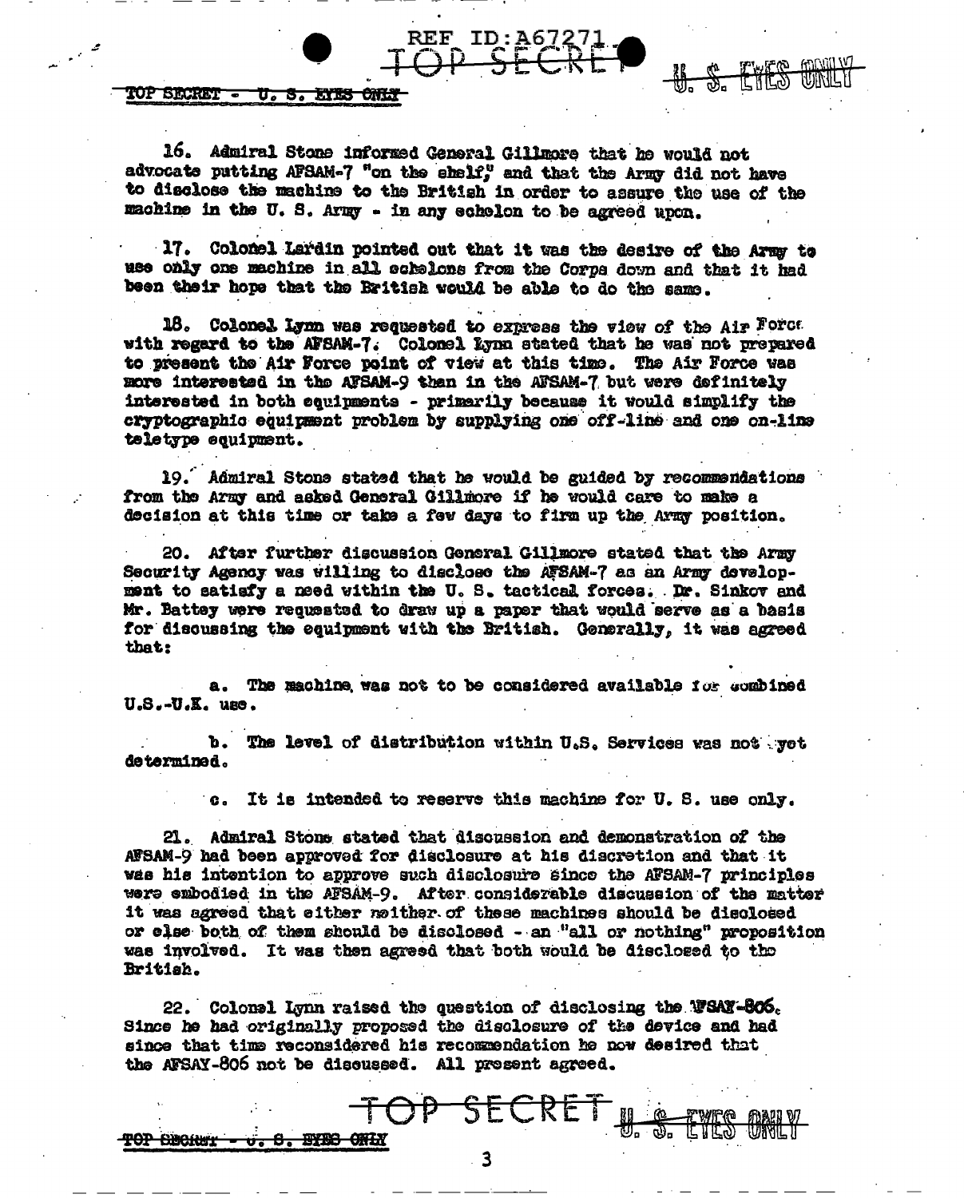16. Admiral Stone informed General Gillmore that he would not advocate putting AFSAM-7 "on the shelf," and that the Army did not have to disclose the machine to the British in order to assure the use of the machine in the U. S. Army - in any echelon to be agreed upon.

17. Colonel Lardin pointed out that it was the desire of the Army to use only one machine in all echelons from the Corps down and that it had been their hope that the British would be able to do the same.

18. Colonel Lynn was requested to express the view of the Air Force with regard to the AFSAM-7. Colonel Lynn stated that he was not prepared to present the Air Force point of view at this time. The Air Force was more interested in the AFSAM-9 than in the AFSAM-7 but were definitely interested in both equipments - primarily because it would simplify the cryptographic equipment problem by supplying one off-line and one on-line teletype equipment.

19. Admiral Stone stated that he would be guided by recommendations from the Army and asked General Gillmore if he would care to make a decision at this time or take a few days to firm up the Army position.

20. After further discussion General Gillmore stated that the Army Security Agency was willing to disclose the AFSAM-7 as an Army development to satisfy a need within the U. S. tactical forces. Dr. Sinkov and Mr. Battey were requested to draw up a paper that would serve as a basis for discussing the equipment with the British. Generally, it was agreed that:

a. The machine was not to be considered available for combined U.S.-U.K. use.

b. The level of distribution within U.S. Services was not yet determined.

c. It is intended to reserve this machine for U. S. use only.

21. Admiral Stone stated that discussion and demonstration of the AFSAM-9 had been approved for disclosure at his discretion and that it was his intention to approve such disclosure since the AFSAM-7 principles were embodied in the AFSAM-9. After considerable discussion of the matter it was agreed that either neither of these machines should be disclosed or else both of them should be disclosed - an "all or nothing" proposition was involved. It was then agreed that both would be disclosed to the British.

22. Colonel Lynn raised the question of disclosing the AFSAY-806. Since he had originally proposed the disclosure of the device and had since that time reconsidered his recommendation he now desired that the AFSAY-806 not be discussed. All present agreed.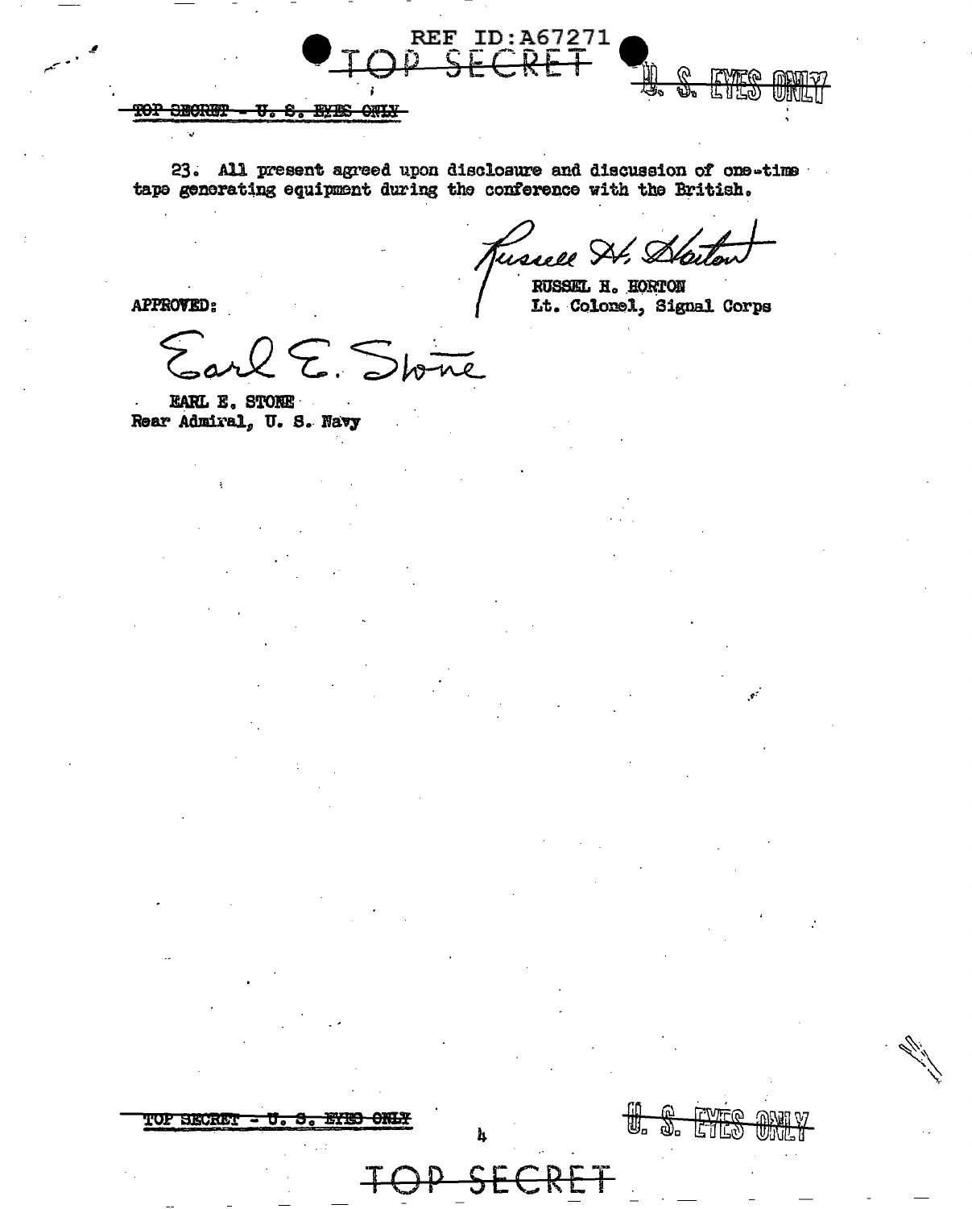23. All present agreed upon disclosure and discussion of one-time tape generating equipment during the conference with the British.

Russell H. Horton

RUSSEL H. HORTON
Lt. Colonel, Signal Corps

APPROVED:

Earl E. Stone

EARL E. STONE
Rear Admiral, U. S. Navy